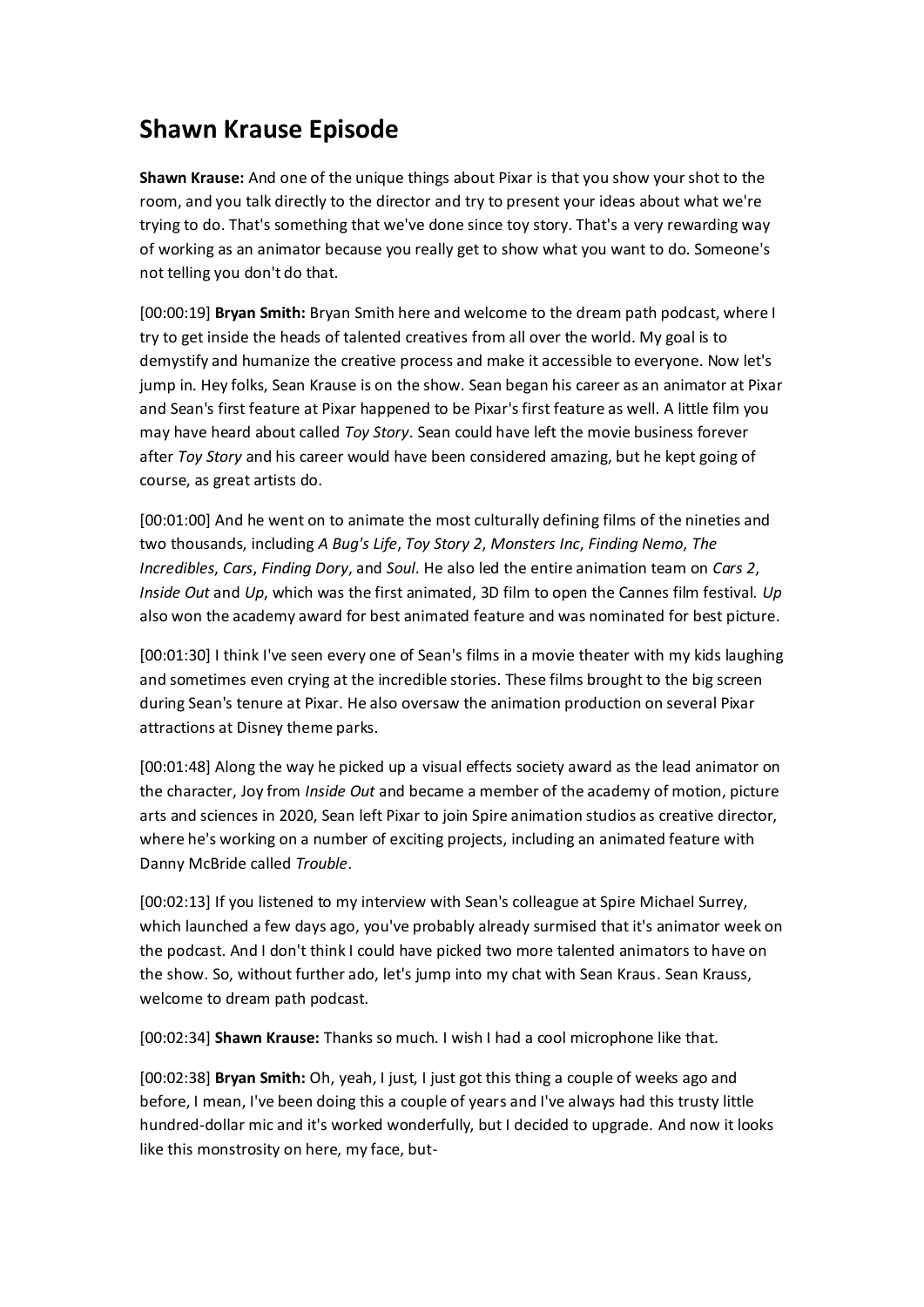# Shawn Krause Episode

**Shawn Krause:** And one of the unique things about Pixar is that you show your shot to the room, and you talk directly to the director and try to present your ideas about what we're trying to do. That's something that we've done since toy story. That's a very rewarding way of working as an animator because you really get to show what you want to do. Someone's not telling you don't do that.

[00:00:19] **Bryan Smith:** Bryan Smith here and welcome to the dream path podcast, where I try to get inside the heads of talented creatives from all over the world. My goal is to demystify and humanize the creative process and make it accessible to everyone. Now let's jump in. Hey folks, Sean Krause is on the show. Sean began his career as an animator at Pixar and Sean's first feature at Pixar happened to be Pixar's first feature as well. A little film you may have heard about called *Toy Story*. Sean could have left the movie business forever after *Toy Story* and his career would have been considered amazing, but he kept going of course, as great artists do.

[00:01:00] And he went on to animate the most culturally defining films of the nineties and two thousands, including *A Bug's Life*, *Toy Story 2*, *Monsters Inc*, *Finding Nemo*, *The Incredibles*, *Cars*, *Finding Dory*, and *Soul*. He also led the entire animation team on *Cars 2*, *Inside Out* and *Up*, which was the first animated, 3D film to open the Cannes film festival. *Up* also won the academy award for best animated feature and was nominated for best picture.

[00:01:30] I think I've seen every one of Sean's films in a movie theater with my kids laughing and sometimes even crying at the incredible stories. These films brought to the big screen during Sean's tenure at Pixar. He also oversaw the animation production on several Pixar attractions at Disney theme parks.

[00:01:48] Along the way he picked up a visual effects society award as the lead animator on the character, Joy from *Inside Out* and became a member of the academy of motion, picture arts and sciences in 2020, Sean left Pixar to join Spire animation studios as creative director, where he's working on a number of exciting projects, including an animated feature with Danny McBride called *Trouble*.

[00:02:13] If you listened to my interview with Sean's colleague at Spire Michael Surrey, which launched a few days ago, you've probably already surmised that it's animator week on the podcast. And I don't think I could have picked two more talented animators to have on the show. So, without further ado, let's jump into my chat with Sean Kraus. Sean Krauss, welcome to dream path podcast.

[00:02:34] **Shawn Krause:** Thanks so much. I wish I had a cool microphone like that.

[00:02:38] **Bryan Smith:** Oh, yeah, I just, I just got this thing a couple of weeks ago and before, I mean, I've been doing this a couple of years and I've always had this trusty little hundred-dollar mic and it's worked wonderfully, but I decided to upgrade. And now it looks like this monstrosity on here, my face, but-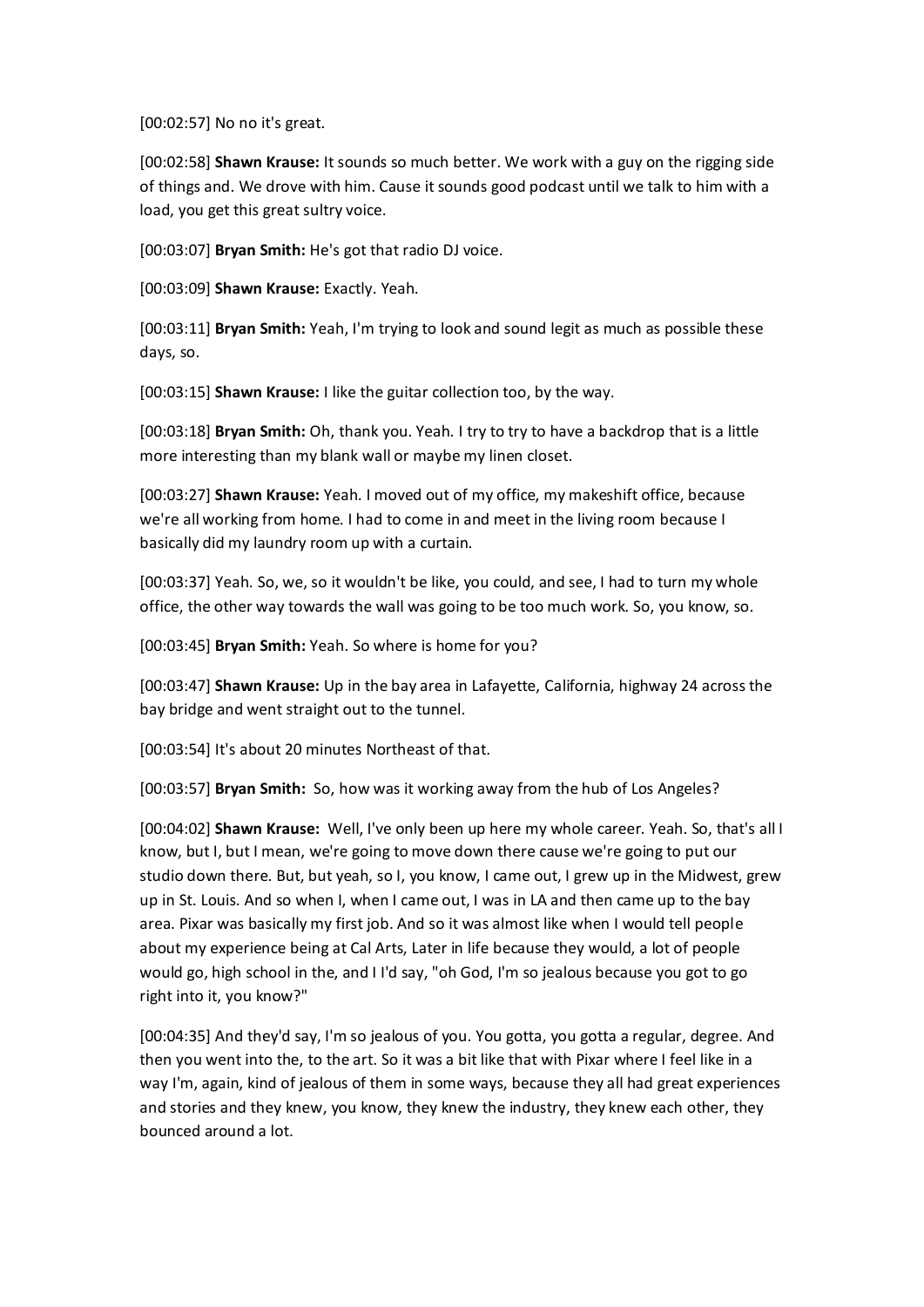[00:02:57] No no it's great.

[00:02:58] **Shawn Krause:** It sounds so much better. We work with a guy on the rigging side of things and. We drove with him. Cause it sounds good podcast until we talk to him with a load, you get this great sultry voice.

[00:03:07] **Bryan Smith:** He's got that radio DJ voice.

[00:03:09] **Shawn Krause:** Exactly. Yeah.

[00:03:11] **Bryan Smith:** Yeah, I'm trying to look and sound legit as much as possible these days, so.

[00:03:15] **Shawn Krause:** I like the guitar collection too, by the way.

[00:03:18] **Bryan Smith:** Oh, thank you. Yeah. I try to try to have a backdrop that is a little more interesting than my blank wall or maybe my linen closet.

[00:03:27] **Shawn Krause:** Yeah. I moved out of my office, my makeshift office, because we're all working from home. I had to come in and meet in the living room because I basically did my laundry room up with a curtain.

[00:03:37] Yeah. So, we, so it wouldn't be like, you could, and see, I had to turn my whole office, the other way towards the wall was going to be too much work. So, you know, so.

[00:03:45] **Bryan Smith:** Yeah. So where is home for you?

[00:03:47] **Shawn Krause:** Up in the bay area in Lafayette, California, highway 24 across the bay bridge and went straight out to the tunnel.

[00:03:54] It's about 20 minutes Northeast of that.

[00:03:57] **Bryan Smith:** So, how was it working away from the hub of Los Angeles?

[00:04:02] **Shawn Krause:** Well, I've only been up here my whole career. Yeah. So, that's all I know, but I, but I mean, we're going to move down there cause we're going to put our studio down there. But, but yeah, so I, you know, I came out, I grew up in the Midwest, grew up in St. Louis. And so when I, when I came out, I was in LA and then came up to the bay area. Pixar was basically my first job. And so it was almost like when I would tell people about my experience being at Cal Arts, Later in life because they would, a lot of people would go, high school in the, and I I'd say, "oh God, I'm so jealous because you got to go right into it, you know?"

[00:04:35] And they'd say, I'm so jealous of you. You gotta, you gotta a regular, degree. And then you went into the, to the art. So it was a bit like that with Pixar where I feel like in a way I'm, again, kind of jealous of them in some ways, because they all had great experiences and stories and they knew, you know, they knew the industry, they knew each other, they bounced around a lot.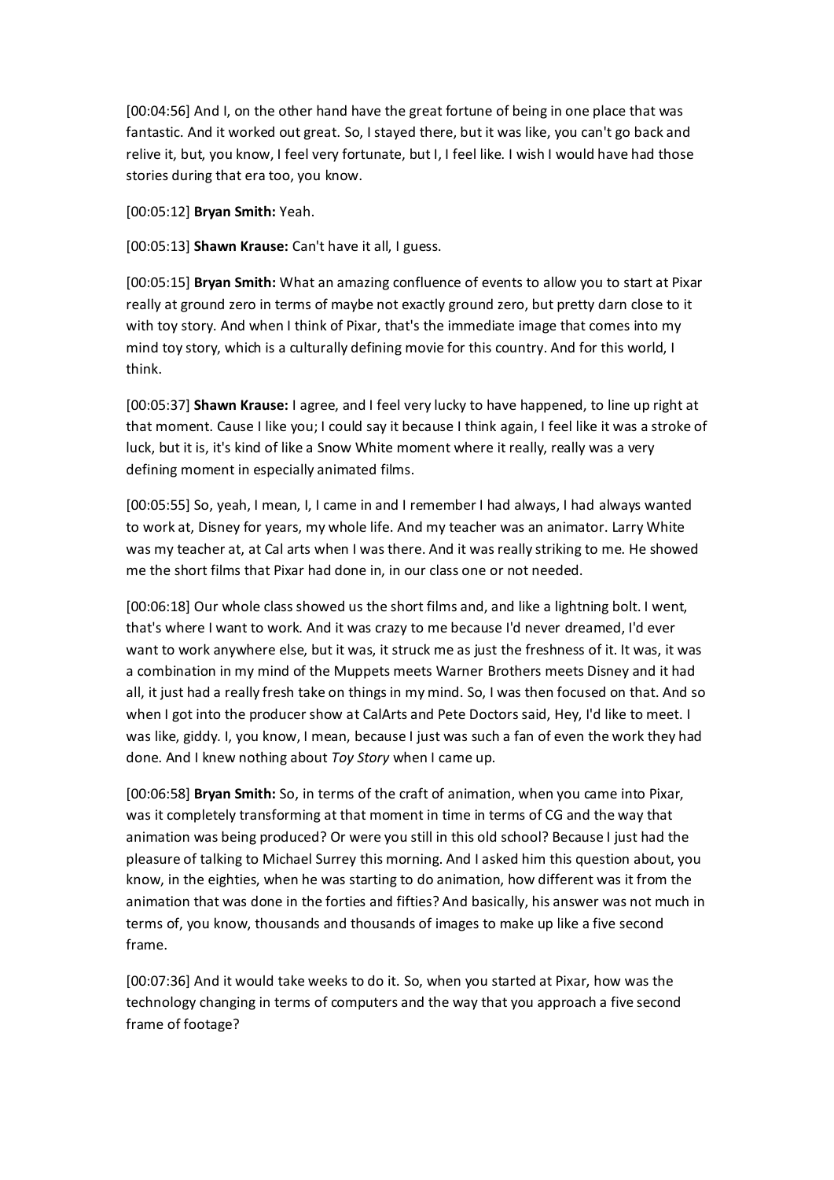[00:04:56] And I, on the other hand have the great fortune of being in one place that was fantastic. And it worked out great. So, I stayed there, but it was like, you can't go back and relive it, but, you know, I feel very fortunate, but I, I feel like. I wish I would have had those stories during that era too, you know.

[00:05:12] **Bryan Smith:** Yeah.

[00:05:13] **Shawn Krause:** Can't have it all, I guess.

[00:05:15] **Bryan Smith:** What an amazing confluence of events to allow you to start at Pixar really at ground zero in terms of maybe not exactly ground zero, but pretty darn close to it with toy story. And when I think of Pixar, that's the immediate image that comes into my mind toy story, which is a culturally defining movie for this country. And for this world, I think.

[00:05:37] **Shawn Krause:** I agree, and I feel very lucky to have happened, to line up right at that moment. Cause I like you; I could say it because I think again, I feel like it was a stroke of luck, but it is, it's kind of like a Snow White moment where it really, really was a very defining moment in especially animated films.

[00:05:55] So, yeah, I mean, I, I came in and I remember I had always, I had always wanted to work at, Disney for years, my whole life. And my teacher was an animator. Larry White was my teacher at, at Cal arts when I was there. And it was really striking to me. He showed me the short films that Pixar had done in, in our class one or not needed.

[00:06:18] Our whole class showed us the short films and, and like a lightning bolt. I went, that's where I want to work. And it was crazy to me because I'd never dreamed, I'd ever want to work anywhere else, but it was, it struck me as just the freshness of it. It was, it was a combination in my mind of the Muppets meets Warner Brothers meets Disney and it had all, it just had a really fresh take on things in my mind. So, I was then focused on that. And so when I got into the producer show at CalArts and Pete Doctors said, Hey, I'd like to meet. I was like, giddy. I, you know, I mean, because I just was such a fan of even the work they had done. And I knew nothing about *Toy Story* when I came up.

[00:06:58] **Bryan Smith:** So, in terms of the craft of animation, when you came into Pixar, was it completely transforming at that moment in time in terms of CG and the way that animation was being produced? Or were you still in this old school? Because I just had the pleasure of talking to Michael Surrey this morning. And I asked him this question about, you know, in the eighties, when he was starting to do animation, how different was it from the animation that was done in the forties and fifties? And basically, his answer was not much in terms of, you know, thousands and thousands of images to make up like a five second frame.

[00:07:36] And it would take weeks to do it. So, when you started at Pixar, how was the technology changing in terms of computers and the way that you approach a five second frame of footage?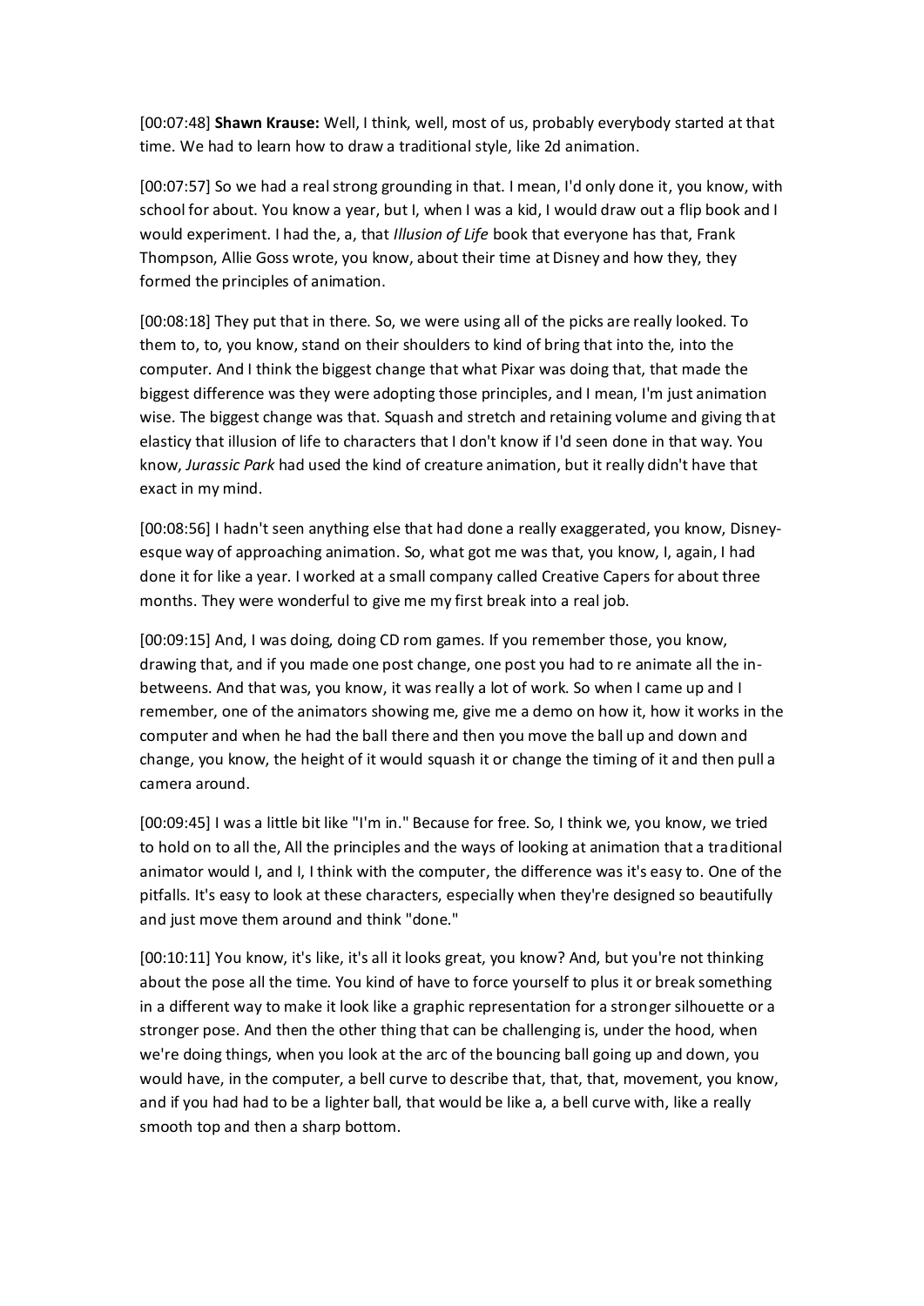[00:07:48] **Shawn Krause:** Well, I think, well, most of us, probably everybody started at that time. We had to learn how to draw a traditional style, like 2d animation.

[00:07:57] So we had a real strong grounding in that. I mean, I'd only done it, you know, with school for about. You know a year, but I, when I was a kid, I would draw out a flip book and I would experiment. I had the, a, that *Illusion of Life* book that everyone has that, Frank Thompson, Allie Goss wrote, you know, about their time at Disney and how they, they formed the principles of animation.

[00:08:18] They put that in there. So, we were using all of the picks are really looked. To them to, to, you know, stand on their shoulders to kind of bring that into the, into the computer. And I think the biggest change that what Pixar was doing that, that made the biggest difference was they were adopting those principles, and I mean, I'm just animation wise. The biggest change was that. Squash and stretch and retaining volume and giving that elasticity that illusion of life to characters that I don't know if I'd seen done in that way. You know, *Jurassic Park* had used the kind of creature animation, but it really didn't have that exact in my mind.

[00:08:56] I hadn't seen anything else that had done a really exaggerated, you know, Disney-esque way of approaching animation. So, what got me was that, you know, I, again, I had done it for like a year. I worked at a small company called Creative Capers for about three months. They were wonderful to give me my first break into a real job.

[00:09:15] And, I was doing, doing CD rom games. If you remember those, you know, drawing that, and if you made one post change, one post you had to re animate all the in-betweens. And that was, you know, it was really a lot of work. So when I came up and I remember, one of the animators showing me, give me a demo on how it, how it works in the computer and when he had the ball there and then you move the ball up and down and change, you know, the height of it would squash it or change the timing of it and then pull a camera around.

[00:09:45] I was a little bit like "I'm in." Because for free. So, I think we, you know, we tried to hold on to all the, All the principles and the ways of looking at animation that a traditional animator would I, and I, I think with the computer, the difference was it's easy to. One of the pitfalls. It's easy to look at these characters, especially when they're designed so beautifully and just move them around and think "done."

[00:10:11] You know, it's like, it's all it looks great, you know? And, but you're not thinking about the pose all the time. You kind of have to force yourself to plus it or break something in a different way to make it look like a graphic representation for a stronger silhouette or a stronger pose. And then the other thing that can be challenging is, under the hood, when we're doing things, when you look at the arc of the bouncing ball going up and down, you would have, in the computer, a bell curve to describe that, that, that, movement, you know, and if you had had to be a lighter ball, that would be like a, a bell curve with, like a really smooth top and then a sharp bottom.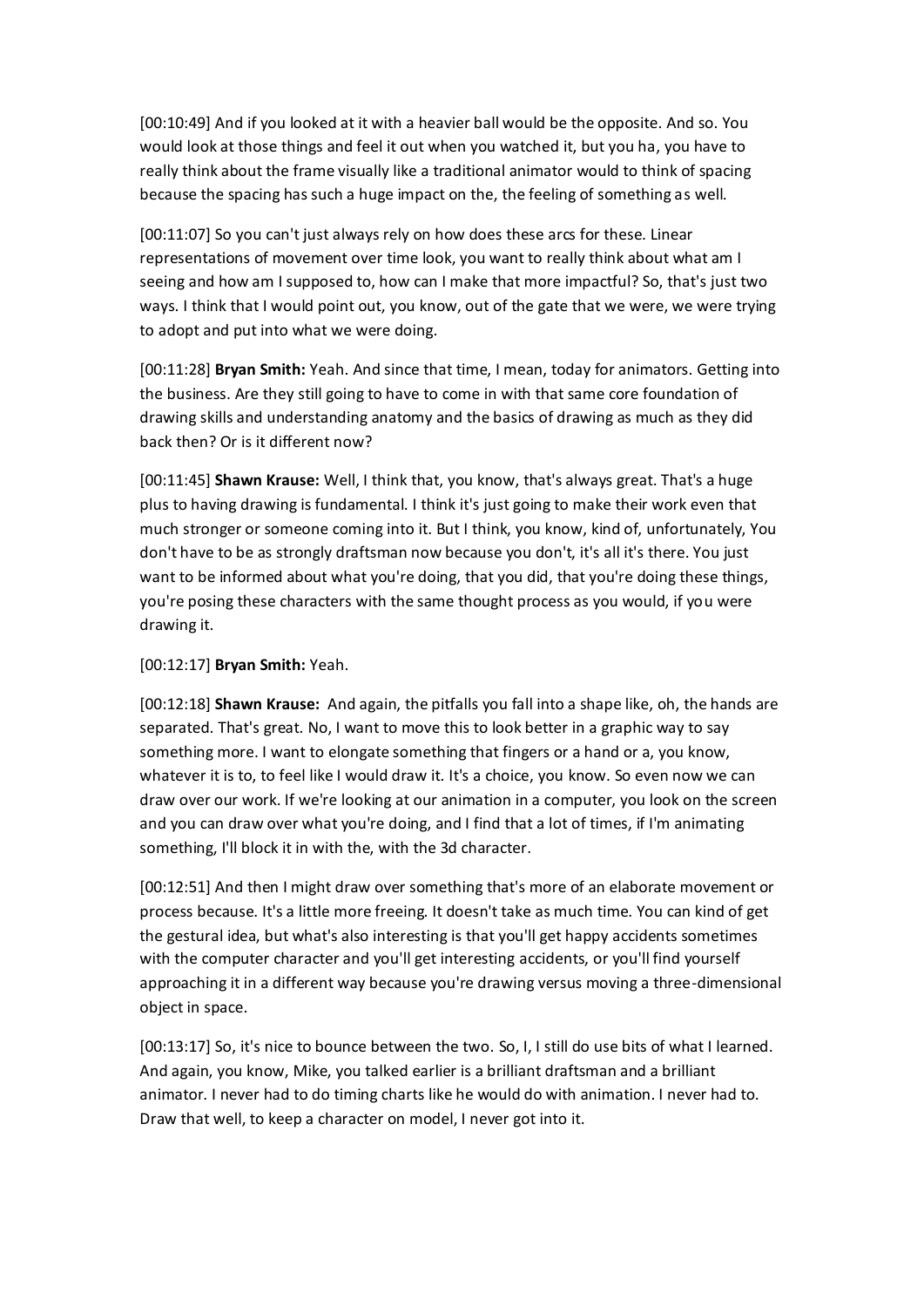[00:10:49] And if you looked at it with a heavier ball would be the opposite. And so. You would look at those things and feel it out when you watched it, but you ha, you have to really think about the frame visually like a traditional animator would to think of spacing because the spacing has such a huge impact on the, the feeling of something as well.

[00:11:07] So you can't just always rely on how does these arcs for these. Linear representations of movement over time look, you want to really think about what am I seeing and how am I supposed to, how can I make that more impactful? So, that's just two ways. I think that I would point out, you know, out of the gate that we were, we were trying to adopt and put into what we were doing.

[00:11:28] **Bryan Smith:** Yeah. And since that time, I mean, today for animators. Getting into the business. Are they still going to have to come in with that same core foundation of drawing skills and understanding anatomy and the basics of drawing as much as they did back then? Or is it different now?

[00:11:45] **Shawn Krause:** Well, I think that, you know, that's always great. That's a huge plus to having drawing is fundamental. I think it's just going to make their work even that much stronger or someone coming into it. But I think, you know, kind of, unfortunately, You don't have to be as strongly draftsman now because you don't, it's all it's there. You just want to be informed about what you're doing, that you did, that you're doing these things, you're posing these characters with the same thought process as you would, if you were drawing it.

[00:12:17] **Bryan Smith:** Yeah.

[00:12:18] **Shawn Krause:** And again, the pitfalls you fall into a shape like, oh, the hands are separated. That's great. No, I want to move this to look better in a graphic way to say something more. I want to elongate something that fingers or a hand or a, you know, whatever it is to, to feel like I would draw it. It's a choice, you know. So even now we can draw over our work. If we're looking at our animation in a computer, you look on the screen and you can draw over what you're doing, and I find that a lot of times, if I'm animating something, I'll block it in with the, with the 3d character.

[00:12:51] And then I might draw over something that's more of an elaborate movement or process because. It's a little more freeing. It doesn't take as much time. You can kind of get the gestural idea, but what's also interesting is that you'll get happy accidents sometimes with the computer character and you'll get interesting accidents, or you'll find yourself approaching it in a different way because you're drawing versus moving a three-dimensional object in space.

[00:13:17] So, it's nice to bounce between the two. So, I, I still do use bits of what I learned. And again, you know, Mike, you talked earlier is a brilliant draftsman and a brilliant animator. I never had to do timing charts like he would do with animation. I never had to. Draw that well, to keep a character on model, I never got into it.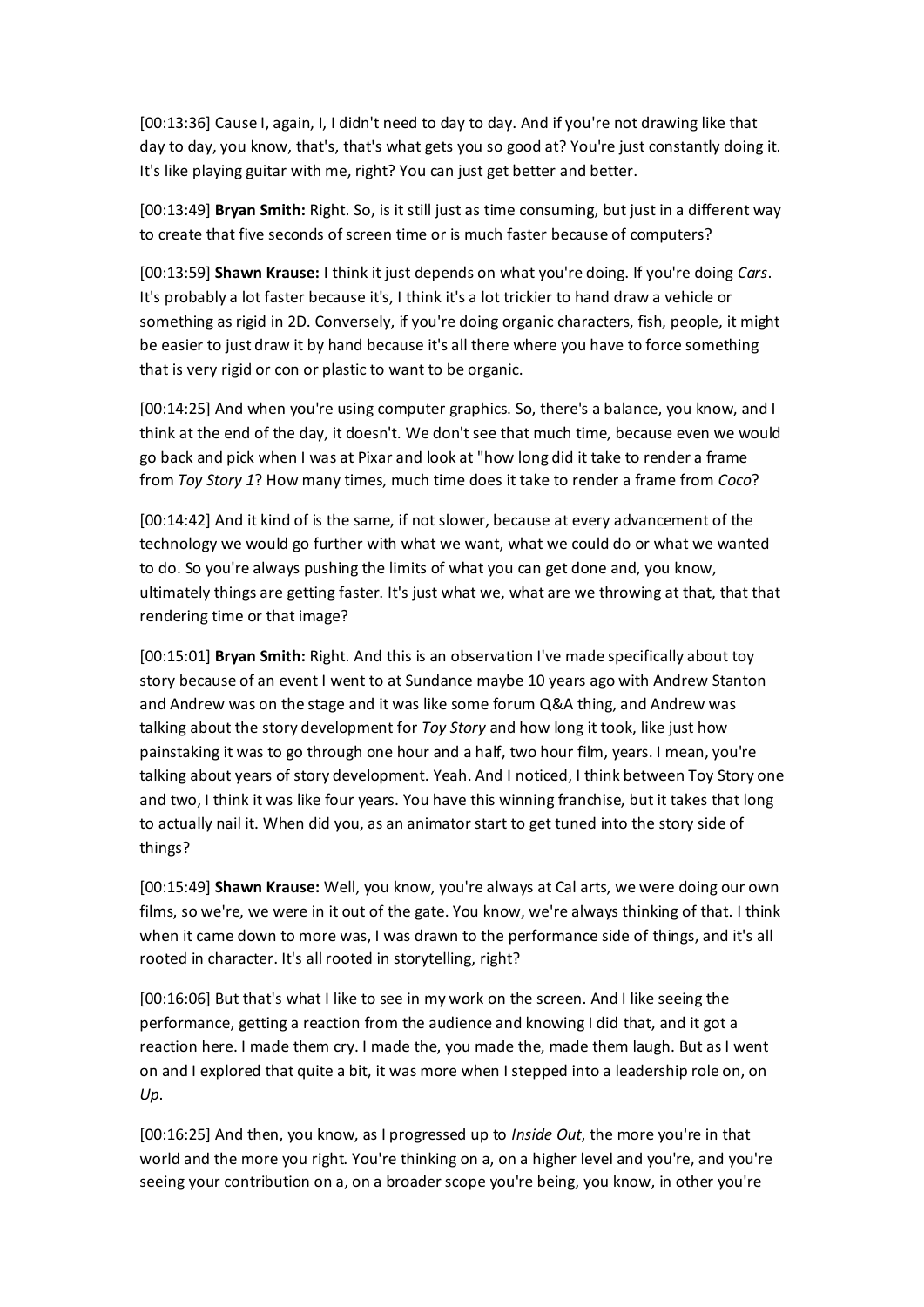[00:13:36] Cause I, again, I, I didn't need to day to day. And if you're not drawing like that day to day, you know, that's, that's what gets you so good at? You're just constantly doing it. It's like playing guitar with me, right? You can just get better and better.

[00:13:49] **Bryan Smith:** Right. So, is it still just as time consuming, but just in a different way to create that five seconds of screen time or is much faster because of computers?

[00:13:59] **Shawn Krause:** I think it just depends on what you're doing. If you're doing *Cars*. It's probably a lot faster because it's, I think it's a lot trickier to hand draw a vehicle or something as rigid in 2D. Conversely, if you're doing organic characters, fish, people, it might be easier to just draw it by hand because it's all there where you have to force something that is very rigid or con or plastic to want to be organic.

[00:14:25] And when you're using computer graphics. So, there's a balance, you know, and I think at the end of the day, it doesn't. We don't see that much time, because even we would go back and pick when I was at Pixar and look at "how long did it take to render a frame from *Toy Story 1*? How many times, much time does it take to render a frame from *Coco*?

[00:14:42] And it kind of is the same, if not slower, because at every advancement of the technology we would go further with what we want, what we could do or what we wanted to do. So you're always pushing the limits of what you can get done and, you know, ultimately things are getting faster. It's just what we, what are we throwing at that, that that rendering time or that image?

[00:15:01] **Bryan Smith:** Right. And this is an observation I've made specifically about toy story because of an event I went to at Sundance maybe 10 years ago with Andrew Stanton and Andrew was on the stage and it was like some forum Q&A thing, and Andrew was talking about the story development for *Toy Story* and how long it took, like just how painstaking it was to go through one hour and a half, two hour film, years. I mean, you're talking about years of story development. Yeah. And I noticed, I think between Toy Story one and two, I think it was like four years. You have this winning franchise, but it takes that long to actually nail it. When did you, as an animator start to get tuned into the story side of things?

[00:15:49] **Shawn Krause:** Well, you know, you're always at Cal arts, we were doing our own films, so we're, we were in it out of the gate. You know, we're always thinking of that. I think when it came down to more was, I was drawn to the performance side of things, and it's all rooted in character. It's all rooted in storytelling, right?

[00:16:06] But that's what I like to see in my work on the screen. And I like seeing the performance, getting a reaction from the audience and knowing I did that, and it got a reaction here. I made them cry. I made the, you made the, made them laugh. But as I went on and I explored that quite a bit, it was more when I stepped into a leadership role on, on *Up*.

[00:16:25] And then, you know, as I progressed up to *Inside Out*, the more you're in that world and the more you right. You're thinking on a, on a higher level and you're, and you're seeing your contribution on a, on a broader scope you're being, you know, in other you're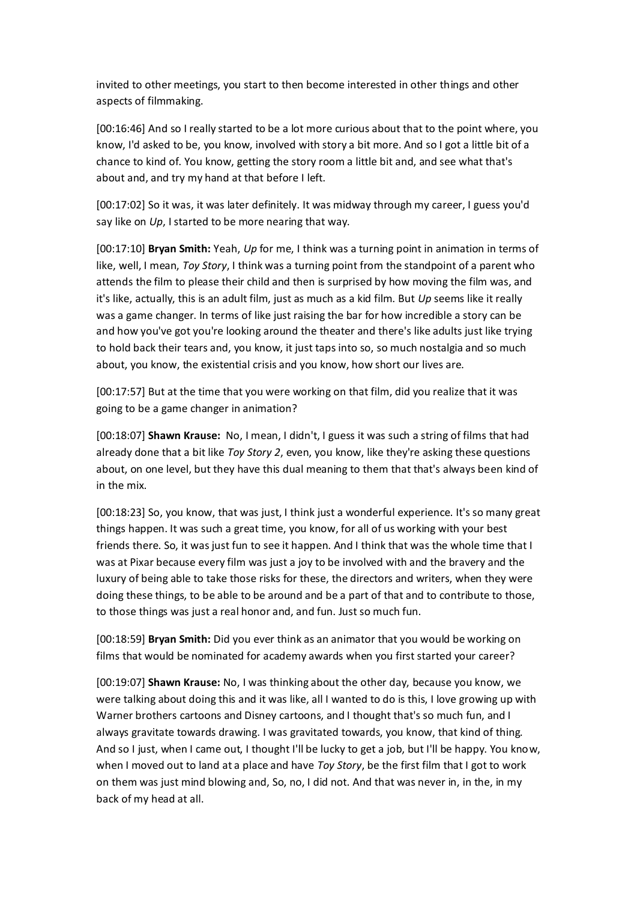invited to other meetings, you start to then become interested in other things and other aspects of filmmaking.

[00:16:46] And so I really started to be a lot more curious about that to the point where, you know, I'd asked to be, you know, involved with story a bit more. And so I got a little bit of a chance to kind of. You know, getting the story room a little bit and, and see what that's about and, and try my hand at that before I left.

[00:17:02] So it was, it was later definitely. It was midway through my career, I guess you'd say like on *Up*, I started to be more nearing that way.

[00:17:10] **Bryan Smith:** Yeah, *Up* for me, I think was a turning point in animation in terms of like, well, I mean, *Toy Story*, I think was a turning point from the standpoint of a parent who attends the film to please their child and then is surprised by how moving the film was, and it's like, actually, this is an adult film, just as much as a kid film. But *Up* seems like it really was a game changer. In terms of like just raising the bar for how incredible a story can be and how you've got you're looking around the theater and there's like adults just like trying to hold back their tears and, you know, it just taps into so, so much nostalgia and so much about, you know, the existential crisis and you know, how short our lives are.

[00:17:57] But at the time that you were working on that film, did you realize that it was going to be a game changer in animation?

[00:18:07] **Shawn Krause:** No, I mean, I didn't, I guess it was such a string of films that had already done that a bit like *Toy Story 2*, even, you know, like they're asking these questions about, on one level, but they have this dual meaning to them that that's always been kind of in the mix.

[00:18:23] So, you know, that was just, I think just a wonderful experience. It's so many great things happen. It was such a great time, you know, for all of us working with your best friends there. So, it was just fun to see it happen. And I think that was the whole time that I was at Pixar because every film was just a joy to be involved with and the bravery and the luxury of being able to take those risks for these, the directors and writers, when they were doing these things, to be able to be around and be a part of that and to contribute to those, to those things was just a real honor and, and fun. Just so much fun.

[00:18:59] **Bryan Smith:** Did you ever think as an animator that you would be working on films that would be nominated for academy awards when you first started your career?

[00:19:07] **Shawn Krause:** No, I was thinking about the other day, because you know, we were talking about doing this and it was like, all I wanted to do is this, I love growing up with Warner brothers cartoons and Disney cartoons, and I thought that's so much fun, and I always gravitate towards drawing. I was gravitated towards, you know, that kind of thing. And so I just, when I came out, I thought I'll be lucky to get a job, but I'll be happy. You know, when I moved out to land at a place and have *Toy Story*, be the first film that I got to work on them was just mind blowing and, So, no, I did not. And that was never in, in the, in my back of my head at all.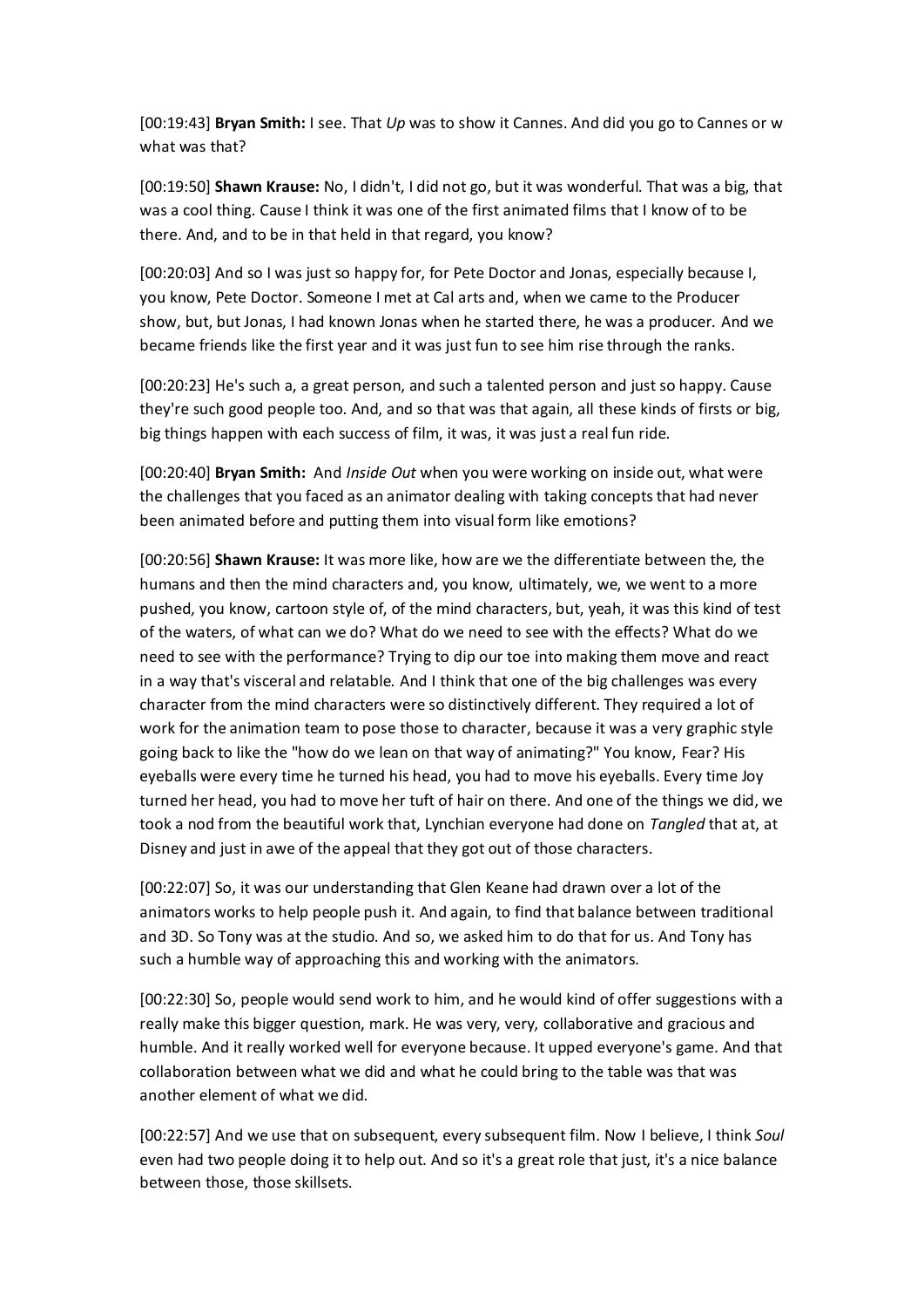[00:19:43] **Bryan Smith:** I see. That *Up* was to show it Cannes. And did you go to Cannes or w what was that?

[00:19:50] **Shawn Krause:** No, I didn't, I did not go, but it was wonderful. That was a big, that was a cool thing. Cause I think it was one of the first animated films that I know of to be there. And, and to be in that held in that regard, you know?

[00:20:03] And so I was just so happy for, for Pete Doctor and Jonas, especially because I, you know, Pete Doctor. Someone I met at Cal arts and, when we came to the Producer show, but, but Jonas, I had known Jonas when he started there, he was a producer. And we became friends like the first year and it was just fun to see him rise through the ranks.

[00:20:23] He's such a, a great person, and such a talented person and just so happy. Cause they're such good people too. And, and so that was that again, all these kinds of firsts or big, big things happen with each success of film, it was, it was just a real fun ride.

[00:20:40] **Bryan Smith:** And *Inside Out* when you were working on inside out, what were the challenges that you faced as an animator dealing with taking concepts that had never been animated before and putting them into visual form like emotions?

[00:20:56] **Shawn Krause:** It was more like, how are we the differentiate between the, the humans and then the mind characters and, you know, ultimately, we, we went to a more pushed, you know, cartoon style of, of the mind characters, but, yeah, it was this kind of test of the waters, of what can we do? What do we need to see with the effects? What do we need to see with the performance? Trying to dip our toe into making them move and react in a way that's visceral and relatable. And I think that one of the big challenges was every character from the mind characters were so distinctively different. They required a lot of work for the animation team to pose those to character, because it was a very graphic style going back to like the "how do we lean on that way of animating?" You know, Fear? His eyeballs were every time he turned his head, you had to move his eyeballs. Every time Joy turned her head, you had to move her tuft of hair on there. And one of the things we did, we took a nod from the beautiful work that, Lynchian everyone had done on *Tangled* that at, at Disney and just in awe of the appeal that they got out of those characters.

[00:22:07] So, it was our understanding that Glen Keane had drawn over a lot of the animators works to help people push it. And again, to find that balance between traditional and 3D. So Tony was at the studio. And so, we asked him to do that for us. And Tony has such a humble way of approaching this and working with the animators.

[00:22:30] So, people would send work to him, and he would kind of offer suggestions with a really make this bigger question, mark. He was very, very, collaborative and gracious and humble. And it really worked well for everyone because. It upped everyone's game. And that collaboration between what we did and what he could bring to the table was that was another element of what we did.

[00:22:57] And we use that on subsequent, every subsequent film. Now I believe, I think *Soul* even had two people doing it to help out. And so it's a great role that just, it's a nice balance between those, those skillsets.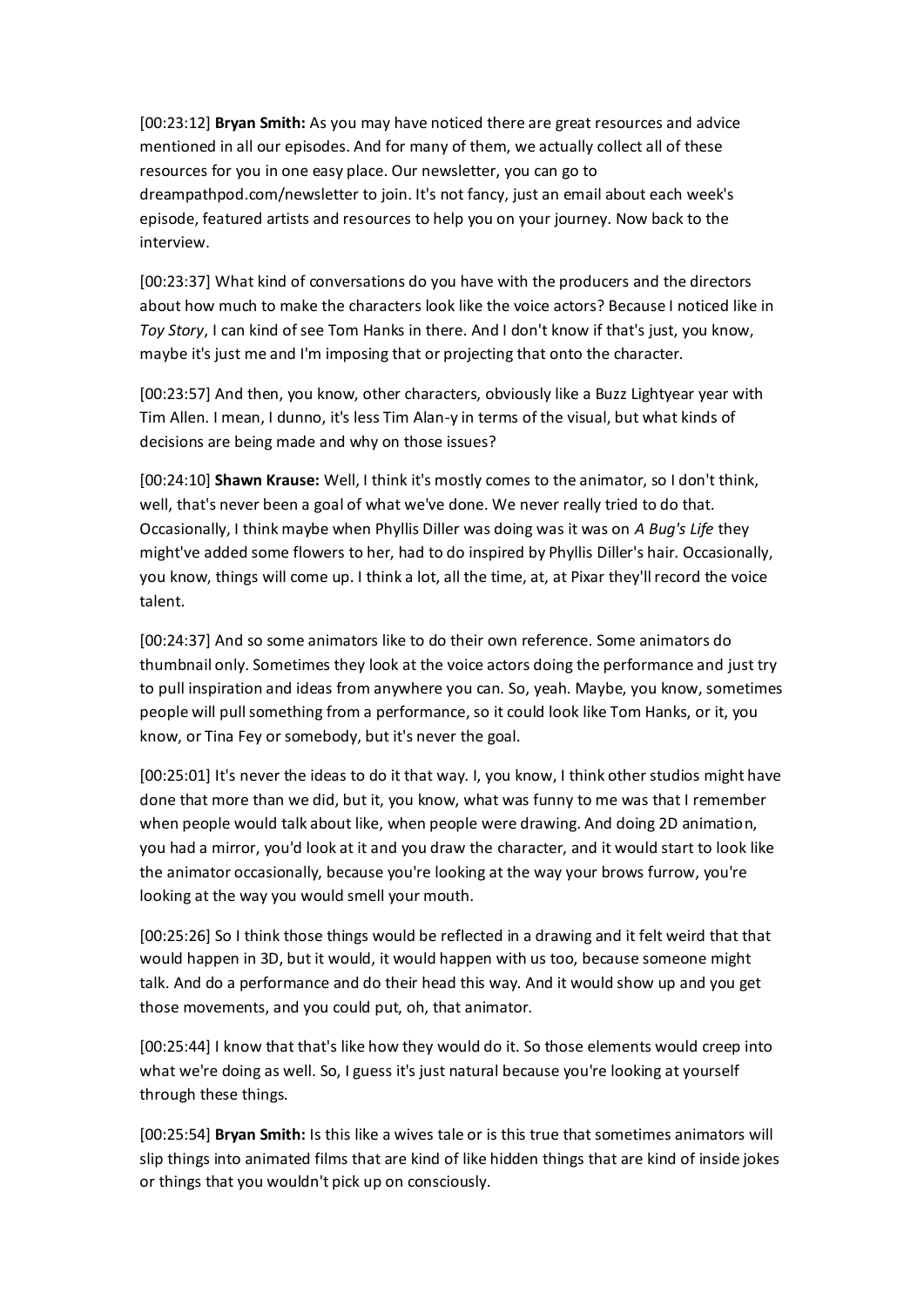[00:23:12] **Bryan Smith:** As you may have noticed there are great resources and advice mentioned in all our episodes. And for many of them, we actually collect all of these resources for you in one easy place. Our newsletter, you can go to dreampathpod.com/newsletter to join. It's not fancy, just an email about each week's episode, featured artists and resources to help you on your journey. Now back to the interview.

[00:23:37] What kind of conversations do you have with the producers and the directors about how much to make the characters look like the voice actors? Because I noticed like in *Toy Story*, I can kind of see Tom Hanks in there. And I don't know if that's just, you know, maybe it's just me and I'm imposing that or projecting that onto the character.

[00:23:57] And then, you know, other characters, obviously like a Buzz Lightyear year with Tim Allen. I mean, I dunno, it's less Tim Alan-y in terms of the visual, but what kinds of decisions are being made and why on those issues?

[00:24:10] **Shawn Krause:** Well, I think it's mostly comes to the animator, so I don't think, well, that's never been a goal of what we've done. We never really tried to do that. Occasionally, I think maybe when Phyllis Diller was doing was it was on *A Bug's Life* they might've added some flowers to her, had to do inspired by Phyllis Diller's hair. Occasionally, you know, things will come up. I think a lot, all the time, at, at Pixar they'll record the voice talent.

[00:24:37] And so some animators like to do their own reference. Some animators do thumbnail only. Sometimes they look at the voice actors doing the performance and just try to pull inspiration and ideas from anywhere you can. So, yeah. Maybe, you know, sometimes people will pull something from a performance, so it could look like Tom Hanks, or it, you know, or Tina Fey or somebody, but it's never the goal.

[00:25:01] It's never the ideas to do it that way. I, you know, I think other studios might have done that more than we did, but it, you know, what was funny to me was that I remember when people would talk about like, when people were drawing. And doing 2D animation, you had a mirror, you'd look at it and you draw the character, and it would start to look like the animator occasionally, because you're looking at the way your brows furrow, you're looking at the way you would smell your mouth.

[00:25:26] So I think those things would be reflected in a drawing and it felt weird that that would happen in 3D, but it would, it would happen with us too, because someone might talk. And do a performance and do their head this way. And it would show up and you get those movements, and you could put, oh, that animator.

[00:25:44] I know that that's like how they would do it. So those elements would creep into what we're doing as well. So, I guess it's just natural because you're looking at yourself through these things.

[00:25:54] **Bryan Smith:** Is this like a wives tale or is this true that sometimes animators will slip things into animated films that are kind of like hidden things that are kind of inside jokes or things that you wouldn't pick up on consciously.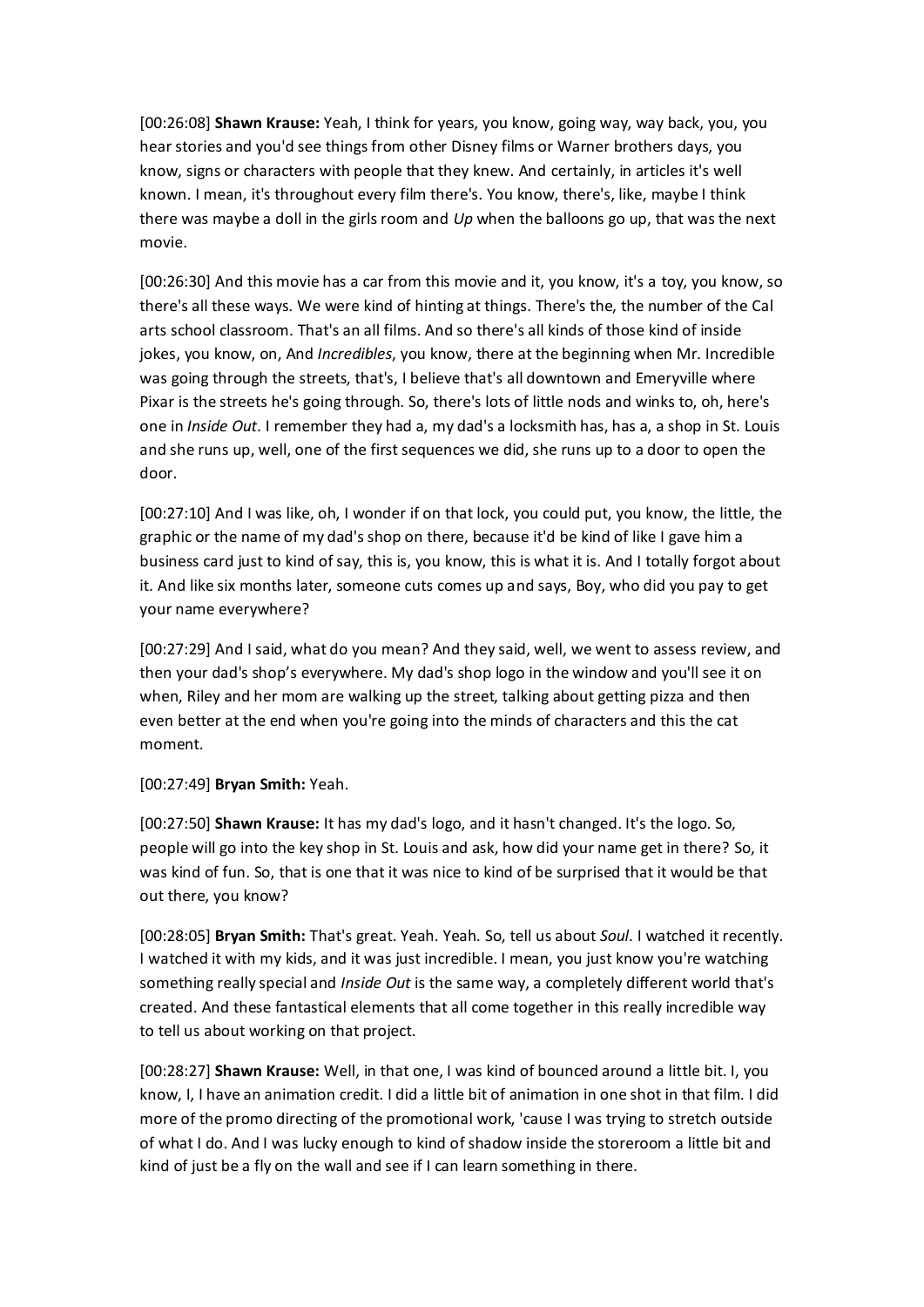[00:26:08] **Shawn Krause:** Yeah, I think for years, you know, going way, way back, you, you hear stories and you'd see things from other Disney films or Warner brothers days, you know, signs or characters with people that they knew. And certainly, in articles it's well known. I mean, it's throughout every film there's. You know, there's, like, maybe I think there was maybe a doll in the girls room and *Up* when the balloons go up, that was the next movie.

[00:26:30] And this movie has a car from this movie and it, you know, it's a toy, you know, so there's all these ways. We were kind of hinting at things. There's the, the number of the Cal arts school classroom. That's an all films. And so there's all kinds of those kind of inside jokes, you know, on, And *Incredibles*, you know, there at the beginning when Mr. Incredible was going through the streets, that's, I believe that's all downtown and Emeryville where Pixar is the streets he's going through. So, there's lots of little nods and winks to, oh, here's one in *Inside Out*. I remember they had a, my dad's a locksmith has, has a, a shop in St. Louis and she runs up, well, one of the first sequences we did, she runs up to a door to open the door.

[00:27:10] And I was like, oh, I wonder if on that lock, you could put, you know, the little, the graphic or the name of my dad's shop on there, because it'd be kind of like I gave him a business card just to kind of say, this is, you know, this is what it is. And I totally forgot about it. And like six months later, someone cuts comes up and says, Boy, who did you pay to get your name everywhere?

[00:27:29] And I said, what do you mean? And they said, well, we went to assess review, and then your dad's shop's everywhere. My dad's shop logo in the window and you'll see it on when, Riley and her mom are walking up the street, talking about getting pizza and then even better at the end when you're going into the minds of characters and this the cat moment.

[00:27:49] **Bryan Smith:** Yeah.

[00:27:50] **Shawn Krause:** It has my dad's logo, and it hasn't changed. It's the logo. So, people will go into the key shop in St. Louis and ask, how did your name get in there? So, it was kind of fun. So, that is one that it was nice to kind of be surprised that it would be that out there, you know?

[00:28:05] **Bryan Smith:** That's great. Yeah. Yeah. So, tell us about *Soul*. I watched it recently. I watched it with my kids, and it was just incredible. I mean, you just know you're watching something really special and *Inside Out* is the same way, a completely different world that's created. And these fantastical elements that all come together in this really incredible way to tell us about working on that project.

[00:28:27] **Shawn Krause:** Well, in that one, I was kind of bounced around a little bit. I, you know, I, I have an animation credit. I did a little bit of animation in one shot in that film. I did more of the promo directing of the promotional work, 'cause I was trying to stretch outside of what I do. And I was lucky enough to kind of shadow inside the storeroom a little bit and kind of just be a fly on the wall and see if I can learn something in there.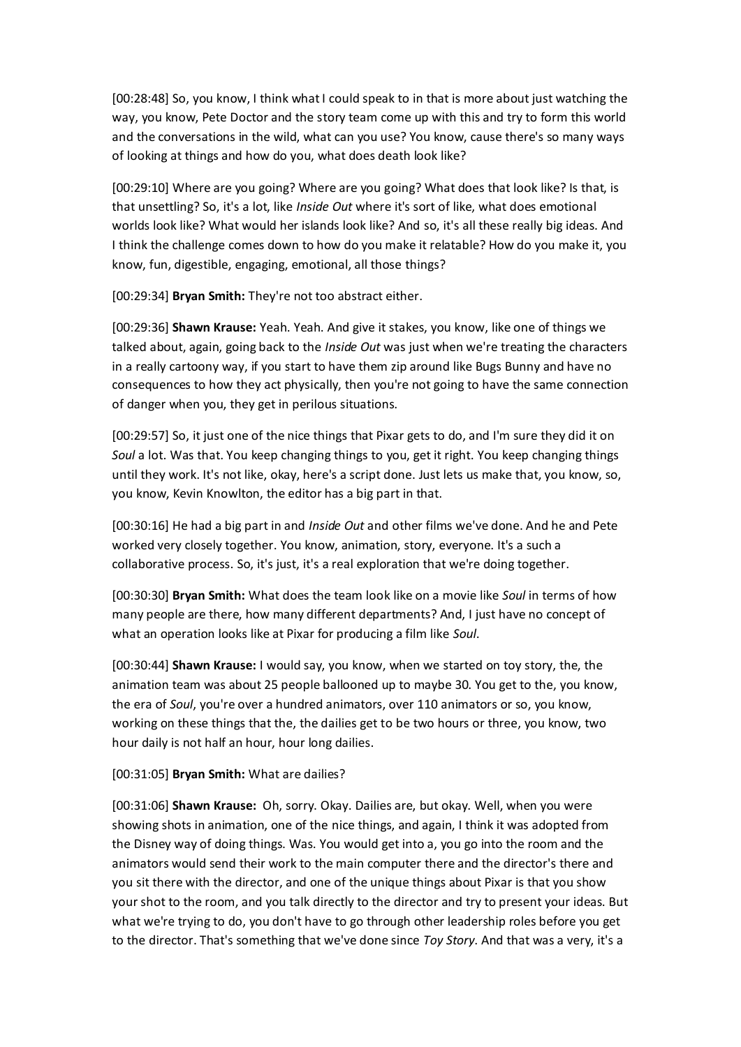[00:28:48] So, you know, I think what I could speak to in that is more about just watching the way, you know, Pete Doctor and the story team come up with this and try to form this world and the conversations in the wild, what can you use? You know, cause there's so many ways of looking at things and how do you, what does death look like?

[00:29:10] Where are you going? Where are you going? What does that look like? Is that, is that unsettling? So, it's a lot, like *Inside Out* where it's sort of like, what does emotional worlds look like? What would her islands look like? And so, it's all these really big ideas. And I think the challenge comes down to how do you make it relatable? How do you make it, you know, fun, digestible, engaging, emotional, all those things?

[00:29:34] **Bryan Smith:** They're not too abstract either.

[00:29:36] **Shawn Krause:** Yeah. Yeah. And give it stakes, you know, like one of things we talked about, again, going back to the *Inside Out* was just when we're treating the characters in a really cartoony way, if you start to have them zip around like Bugs Bunny and have no consequences to how they act physically, then you're not going to have the same connection of danger when you, they get in perilous situations.

[00:29:57] So, it just one of the nice things that Pixar gets to do, and I'm sure they did it on *Soul* a lot. Was that. You keep changing things to you, get it right. You keep changing things until they work. It's not like, okay, here's a script done. Just lets us make that, you know, so, you know, Kevin Knowlton, the editor has a big part in that.

[00:30:16] He had a big part in and *Inside Out* and other films we've done. And he and Pete worked very closely together. You know, animation, story, everyone. It's a such a collaborative process. So, it's just, it's a real exploration that we're doing together.

[00:30:30] **Bryan Smith:** What does the team look like on a movie like *Soul* in terms of how many people are there, how many different departments? And, I just have no concept of what an operation looks like at Pixar for producing a film like *Soul*.

[00:30:44] **Shawn Krause:** I would say, you know, when we started on toy story, the, the animation team was about 25 people ballooned up to maybe 30. You get to the, you know, the era of *Soul*, you're over a hundred animators, over 110 animators or so, you know, working on these things that the, the dailies get to be two hours or three, you know, two hour daily is not half an hour, hour long dailies.

[00:31:05] **Bryan Smith:** What are dailies?

[00:31:06] **Shawn Krause:** Oh, sorry. Okay. Dailies are, but okay. Well, when you were showing shots in animation, one of the nice things, and again, I think it was adopted from the Disney way of doing things. Was. You would get into a, you go into the room and the animators would send their work to the main computer there and the director's there and you sit there with the director, and one of the unique things about Pixar is that you show your shot to the room, and you talk directly to the director and try to present your ideas. But what we're trying to do, you don't have to go through other leadership roles before you get to the director. That's something that we've done since *Toy Story*. And that was a very, it's a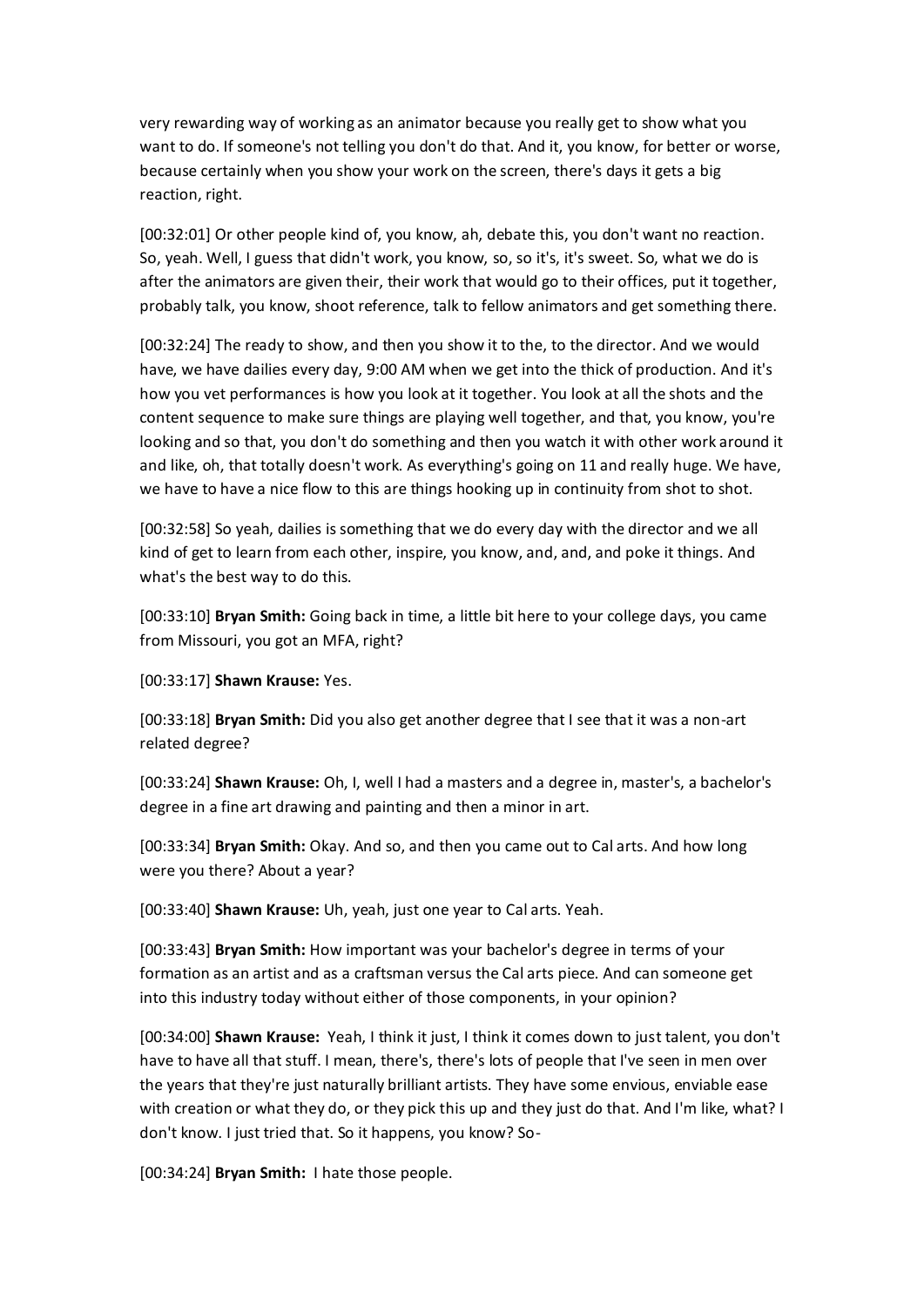very rewarding way of working as an animator because you really get to show what you want to do. If someone's not telling you don't do that. And it, you know, for better or worse, because certainly when you show your work on the screen, there's days it gets a big reaction, right.

[00:32:01] Or other people kind of, you know, ah, debate this, you don't want no reaction. So, yeah. Well, I guess that didn't work, you know, so, so it's, it's sweet. So, what we do is after the animators are given their, their work that would go to their offices, put it together, probably talk, you know, shoot reference, talk to fellow animators and get something there.

[00:32:24] The ready to show, and then you show it to the, to the director. And we would have, we have dailies every day, 9:00 AM when we get into the thick of production. And it's how you vet performances is how you look at it together. You look at all the shots and the content sequence to make sure things are playing well together, and that, you know, you're looking and so that, you don't do something and then you watch it with other work around it and like, oh, that totally doesn't work. As everything's going on 11 and really huge. We have, we have to have a nice flow to this are things hooking up in continuity from shot to shot.

[00:32:58] So yeah, dailies is something that we do every day with the director and we all kind of get to learn from each other, inspire, you know, and, and, and poke it things. And what's the best way to do this.

[00:33:10] **Bryan Smith:** Going back in time, a little bit here to your college days, you came from Missouri, you got an MFA, right?

[00:33:17] **Shawn Krause:** Yes.

[00:33:18] **Bryan Smith:** Did you also get another degree that I see that it was a non-art related degree?

[00:33:24] **Shawn Krause:** Oh, I, well I had a masters and a degree in, master's, a bachelor's degree in a fine art drawing and painting and then a minor in art.

[00:33:34] **Bryan Smith:** Okay. And so, and then you came out to Cal arts. And how long were you there? About a year?

[00:33:40] **Shawn Krause:** Uh, yeah, just one year to Cal arts. Yeah.

[00:33:43] **Bryan Smith:** How important was your bachelor's degree in terms of your formation as an artist and as a craftsman versus the Cal arts piece. And can someone get into this industry today without either of those components, in your opinion?

[00:34:00] **Shawn Krause:** Yeah, I think it just, I think it comes down to just talent, you don't have to have all that stuff. I mean, there's, there's lots of people that I've seen in men over the years that they're just naturally brilliant artists. They have some envious, enviable ease with creation or what they do, or they pick this up and they just do that. And I'm like, what? I don't know. I just tried that. So it happens, you know? So-

[00:34:24] **Bryan Smith:** I hate those people.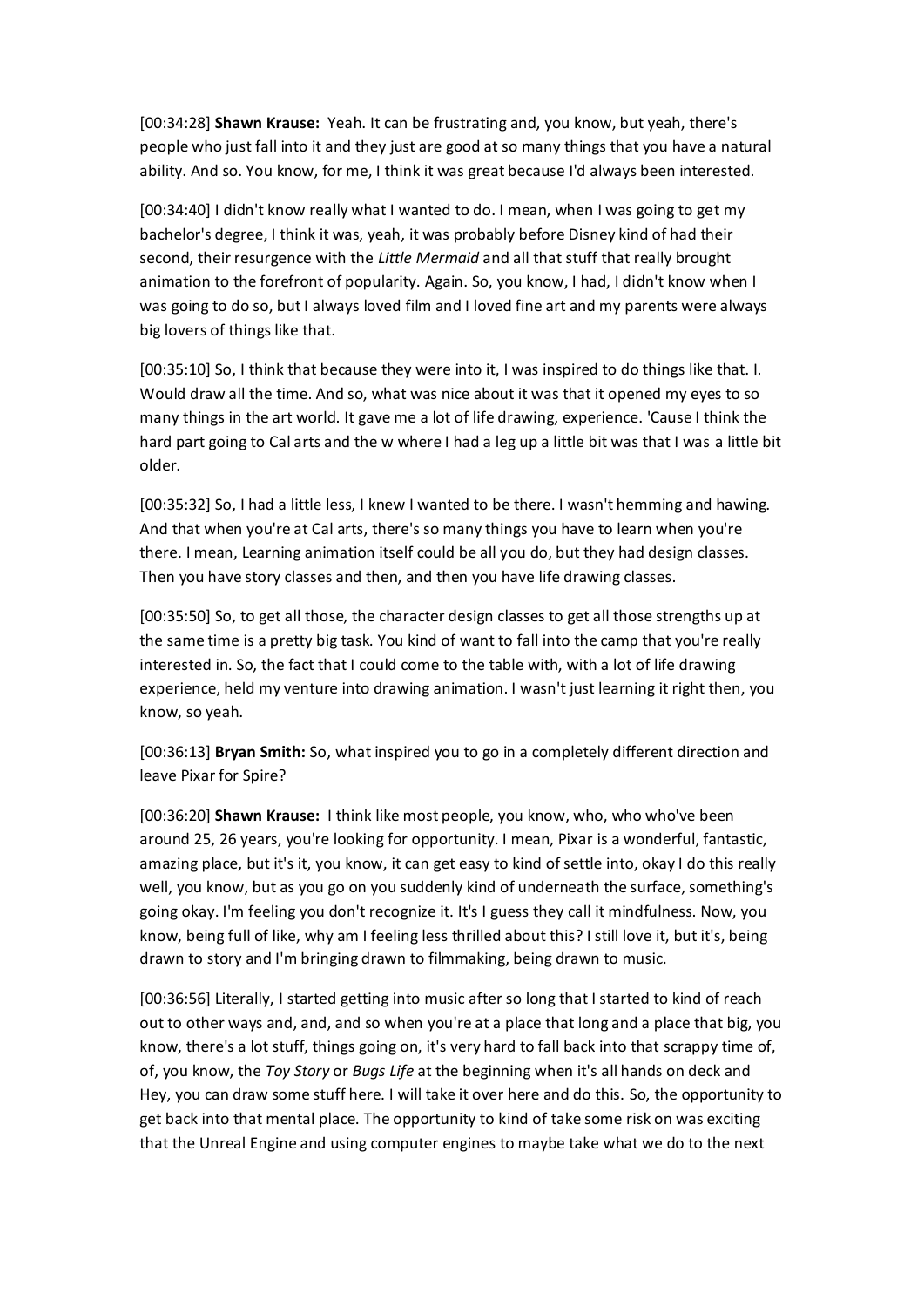[00:34:28] **Shawn Krause:** Yeah. It can be frustrating and, you know, but yeah, there's people who just fall into it and they just are good at so many things that you have a natural ability. And so. You know, for me, I think it was great because I'd always been interested.

[00:34:40] I didn't know really what I wanted to do. I mean, when I was going to get my bachelor's degree, I think it was, yeah, it was probably before Disney kind of had their second, their resurgence with the *Little Mermaid* and all that stuff that really brought animation to the forefront of popularity. Again. So, you know, I had, I didn't know when I was going to do so, but I always loved film and I loved fine art and my parents were always big lovers of things like that.

[00:35:10] So, I think that because they were into it, I was inspired to do things like that. I. Would draw all the time. And so, what was nice about it was that it opened my eyes to so many things in the art world. It gave me a lot of life drawing, experience. 'Cause I think the hard part going to Cal arts and the w where I had a leg up a little bit was that I was a little bit older.

[00:35:32] So, I had a little less, I knew I wanted to be there. I wasn't hemming and hawing. And that when you're at Cal arts, there's so many things you have to learn when you're there. I mean, Learning animation itself could be all you do, but they had design classes. Then you have story classes and then, and then you have life drawing classes.

[00:35:50] So, to get all those, the character design classes to get all those strengths up at the same time is a pretty big task. You kind of want to fall into the camp that you're really interested in. So, the fact that I could come to the table with, with a lot of life drawing experience, held my venture into drawing animation. I wasn't just learning it right then, you know, so yeah.

[00:36:13] **Bryan Smith:** So, what inspired you to go in a completely different direction and leave Pixar for Spire?

[00:36:20] **Shawn Krause:** I think like most people, you know, who, who who've been around 25, 26 years, you're looking for opportunity. I mean, Pixar is a wonderful, fantastic, amazing place, but it's it, you know, it can get easy to kind of settle into, okay I do this really well, you know, but as you go on you suddenly kind of underneath the surface, something's going okay. I'm feeling you don't recognize it. It's I guess they call it mindfulness. Now, you know, being full of like, why am I feeling less thrilled about this? I still love it, but it's, being drawn to story and I'm bringing drawn to filmmaking, being drawn to music.

[00:36:56] Literally, I started getting into music after so long that I started to kind of reach out to other ways and, and, and so when you're at a place that long and a place that big, you know, there's a lot stuff, things going on, it's very hard to fall back into that scrappy time of, of, you know, the *Toy Story* or *Bugs Life* at the beginning when it's all hands on deck and Hey, you can draw some stuff here. I will take it over here and do this. So, the opportunity to get back into that mental place. The opportunity to kind of take some risk on was exciting that the Unreal Engine and using computer engines to maybe take what we do to the next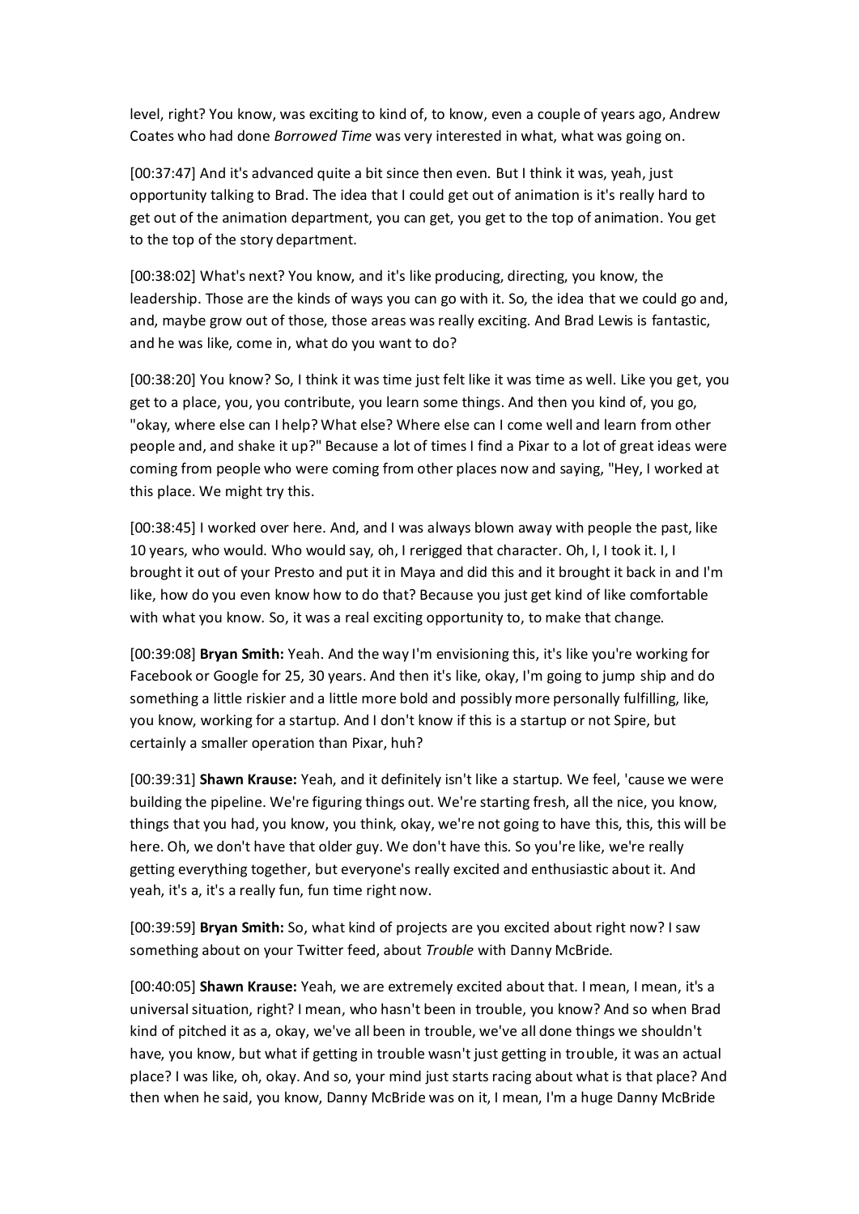level, right? You know, was exciting to kind of, to know, even a couple of years ago, Andrew Coates who had done *Borrowed Time* was very interested in what, what was going on.

[00:37:47] And it's advanced quite a bit since then even. But I think it was, yeah, just opportunity talking to Brad. The idea that I could get out of animation is it's really hard to get out of the animation department, you can get, you get to the top of animation. You get to the top of the story department.

[00:38:02] What's next? You know, and it's like producing, directing, you know, the leadership. Those are the kinds of ways you can go with it. So, the idea that we could go and, and, maybe grow out of those, those areas was really exciting. And Brad Lewis is fantastic, and he was like, come in, what do you want to do?

[00:38:20] You know? So, I think it was time just felt like it was time as well. Like you get, you get to a place, you, you contribute, you learn some things. And then you kind of, you go, "okay, where else can I help? What else? Where else can I come well and learn from other people and, and shake it up?" Because a lot of times I find a Pixar to a lot of great ideas were coming from people who were coming from other places now and saying, "Hey, I worked at this place. We might try this.

[00:38:45] I worked over here. And, and I was always blown away with people the past, like 10 years, who would. Who would say, oh, I rerigged that character. Oh, I, I took it. I, I brought it out of your Presto and put it in Maya and did this and it brought it back in and I'm like, how do you even know how to do that? Because you just get kind of like comfortable with what you know. So, it was a real exciting opportunity to, to make that change.

[00:39:08] **Bryan Smith:** Yeah. And the way I'm envisioning this, it's like you're working for Facebook or Google for 25, 30 years. And then it's like, okay, I'm going to jump ship and do something a little riskier and a little more bold and possibly more personally fulfilling, like, you know, working for a startup. And I don't know if this is a startup or not Spire, but certainly a smaller operation than Pixar, huh?

[00:39:31] **Shawn Krause:** Yeah, and it definitely isn't like a startup. We feel, 'cause we were building the pipeline. We're figuring things out. We're starting fresh, all the nice, you know, things that you had, you know, you think, okay, we're not going to have this, this, this will be here. Oh, we don't have that older guy. We don't have this. So you're like, we're really getting everything together, but everyone's really excited and enthusiastic about it. And yeah, it's a, it's a really fun, fun time right now.

[00:39:59] **Bryan Smith:** So, what kind of projects are you excited about right now? I saw something about on your Twitter feed, about *Trouble* with Danny McBride.

[00:40:05] **Shawn Krause:** Yeah, we are extremely excited about that. I mean, I mean, it's a universal situation, right? I mean, who hasn't been in trouble, you know? And so when Brad kind of pitched it as a, okay, we've all been in trouble, we've all done things we shouldn't have, you know, but what if getting in trouble wasn't just getting in trouble, it was an actual place? I was like, oh, okay. And so, your mind just starts racing about what is that place? And then when he said, you know, Danny McBride was on it, I mean, I'm a huge Danny McBride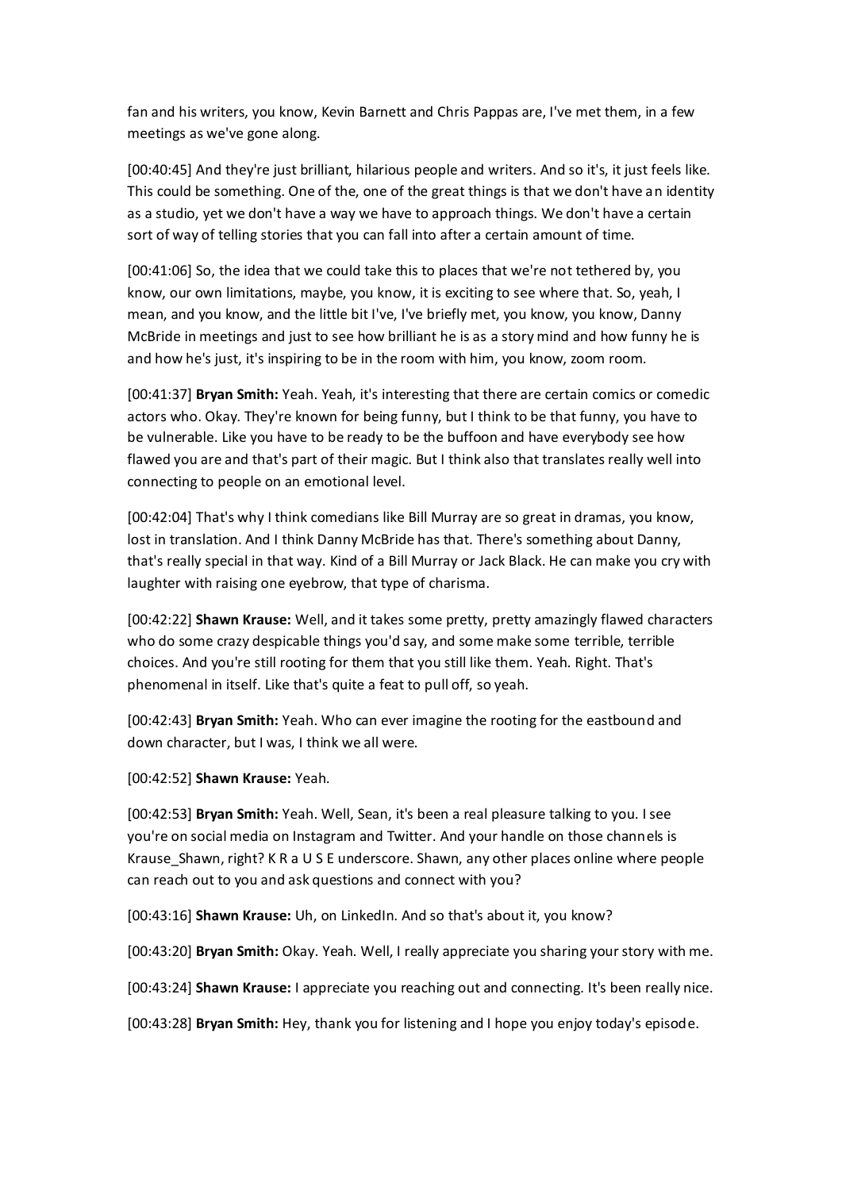fan and his writers, you know, Kevin Barnett and Chris Pappas are, I've met them, in a few meetings as we've gone along.

[00:40:45] And they're just brilliant, hilarious people and writers. And so it's, it just feels like. This could be something. One of the, one of the great things is that we don't have an identity as a studio, yet we don't have a way we have to approach things. We don't have a certain sort of way of telling stories that you can fall into after a certain amount of time.

[00:41:06] So, the idea that we could take this to places that we're not tethered by, you know, our own limitations, maybe, you know, it is exciting to see where that. So, yeah, I mean, and you know, and the little bit I've, I've briefly met, you know, you know, Danny McBride in meetings and just to see how brilliant he is as a story mind and how funny he is and how he's just, it's inspiring to be in the room with him, you know, zoom room.

[00:41:37] **Bryan Smith:** Yeah. Yeah, it's interesting that there are certain comics or comedic actors who. Okay. They're known for being funny, but I think to be that funny, you have to be vulnerable. Like you have to be ready to be the buffoon and have everybody see how flawed you are and that's part of their magic. But I think also that translates really well into connecting to people on an emotional level.

[00:42:04] That's why I think comedians like Bill Murray are so great in dramas, you know, lost in translation. And I think Danny McBride has that. There's something about Danny, that's really special in that way. Kind of a Bill Murray or Jack Black. He can make you cry with laughter with raising one eyebrow, that type of charisma.

[00:42:22] **Shawn Krause:** Well, and it takes some pretty, pretty amazingly flawed characters who do some crazy despicable things you'd say, and some make some terrible, terrible choices. And you're still rooting for them that you still like them. Yeah. Right. That's phenomenal in itself. Like that's quite a feat to pull off, so yeah.

[00:42:43] **Bryan Smith:** Yeah. Who can ever imagine the rooting for the eastbound and down character, but I was, I think we all were.

[00:42:52] **Shawn Krause:** Yeah.

[00:42:53] **Bryan Smith:** Yeah. Well, Sean, it's been a real pleasure talking to you. I see you're on social media on Instagram and Twitter. And your handle on those channels is Krause_Shawn, right? K R a U S E underscore. Shawn, any other places online where people can reach out to you and ask questions and connect with you?

[00:43:16] **Shawn Krause:** Uh, on LinkedIn. And so that's about it, you know?

[00:43:20] **Bryan Smith:** Okay. Yeah. Well, I really appreciate you sharing your story with me.

[00:43:24] **Shawn Krause:** I appreciate you reaching out and connecting. It's been really nice.

[00:43:28] **Bryan Smith:** Hey, thank you for listening and I hope you enjoy today's episode.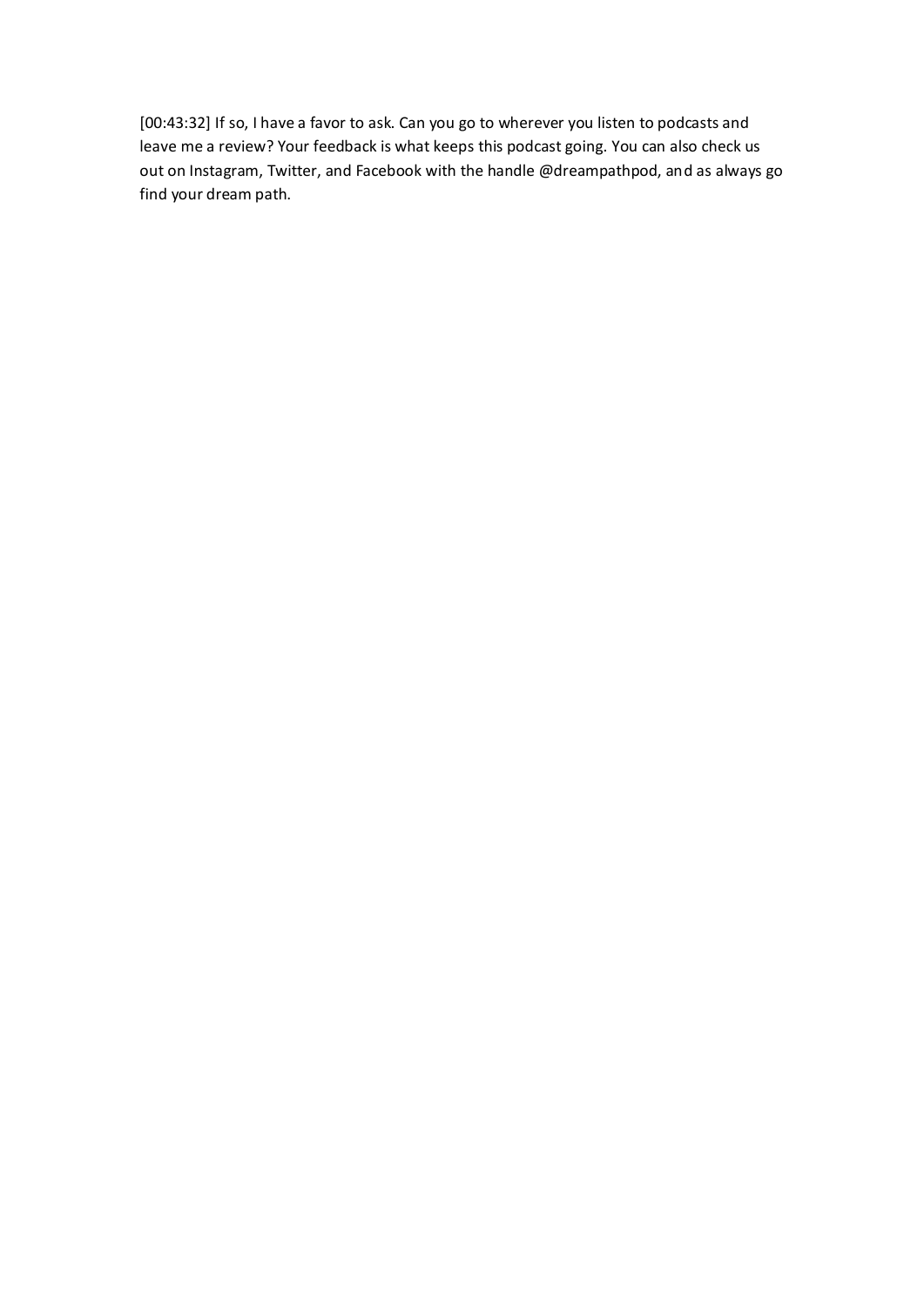[00:43:32] If so, I have a favor to ask. Can you go to wherever you listen to podcasts and leave me a review? Your feedback is what keeps this podcast going. You can also check us out on Instagram, Twitter, and Facebook with the handle @dreampathpod, and as always go find your dream path.